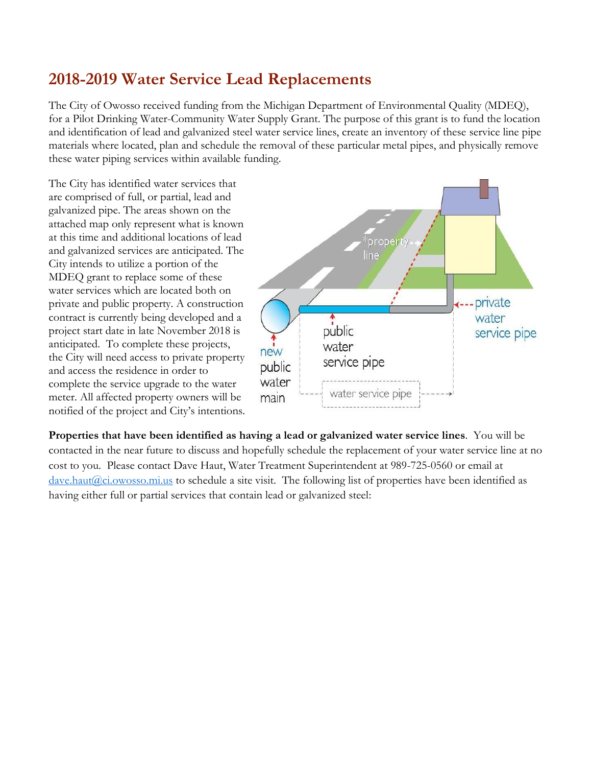# 2018-2019 Water Service Lead Replacements

The City of Owosso received funding from the Michigan Department of Environmental Quality (MDEQ), for a Pilot Drinking Water-Community Water Supply Grant. The purpose of this grant is to fund the location and identification of lead and galvanized steel water service lines, create an inventory of these service line pipe materials where located, plan and schedule the removal of these particular metal pipes, and physically remove these water piping services within available funding.

The City has identified water services that are comprised of full, or partial, lead and galvanized pipe. The areas shown on the attached map only represent what is known at this time and additional locations of lead and galvanized services are anticipated. The City intends to utilize a portion of the MDEQ grant to replace some of these water services which are located both on private and public property. A construction contract is currently being developed and a project start date in late November 2018 is anticipated. To complete these projects, the City will need access to private property and access the residence in order to complete the service upgrade to the water meter. All affected property owners will be notified of the project and City's intentions.

**Properties that have been identified as having a lead or galvanized water service lines**. You will be contacted in the near future to discuss and hopefully schedule the replacement of your water service line at no cost to you. Please contact Dave Haut, Water Treatment Superintendent at 989-725-0560 or email at dave.haut@ci.owosso.mi.us to schedule a site visit. The following list of properties have been identified as having either full or partial services that contain lead or galvanized steel: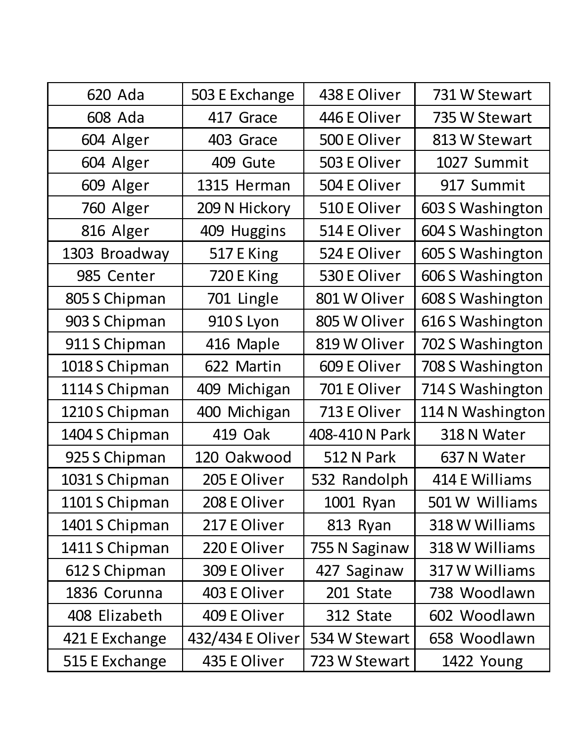| | | | |
|---|---|---|---|
| 620 Ada | 503 E Exchange | 438 E Oliver | 731 W Stewart |
| 608 Ada | 417 Grace | 446 E Oliver | 735 W Stewart |
| 604 Alger | 403 Grace | 500 E Oliver | 813 W Stewart |
| 604 Alger | 409 Gute | 503 E Oliver | 1027 Summit |
| 609 Alger | 1315 Herman | 504 E Oliver | 917 Summit |
| 760 Alger | 209 N Hickory | 510 E Oliver | 603 S Washington |
| 816 Alger | 409 Huggins | 514 E Oliver | 604 S Washington |
| 1303 Broadway | 517 E King | 524 E Oliver | 605 S Washington |
| 985 Center | 720 E King | 530 E Oliver | 606 S Washington |
| 805 S Chipman | 701 Lingle | 801 W Oliver | 608 S Washington |
| 903 S Chipman | 910 S Lyon | 805 W Oliver | 616 S Washington |
| 911 S Chipman | 416 Maple | 819 W Oliver | 702 S Washington |
| 1018 S Chipman | 622 Martin | 609 E Oliver | 708 S Washington |
| 1114 S Chipman | 409 Michigan | 701 E Oliver | 714 S Washington |
| 1210 S Chipman | 400 Michigan | 713 E Oliver | 114 N Washington |
| 1404 S Chipman | 419 Oak | 408-410 N Park | 318 N Water |
| 925 S Chipman | 120 Oakwood | 512 N Park | 637 N Water |
| 1031 S Chipman | 205 E Oliver | 532 Randolph | 414 E Williams |
| 1101 S Chipman | 208 E Oliver | 1001 Ryan | 501 W Williams |
| 1401 S Chipman | 217 E Oliver | 813 Ryan | 318 W Williams |
| 1411 S Chipman | 220 E Oliver | 755 N Saginaw | 318 W Williams |
| 612 S Chipman | 309 E Oliver | 427 Saginaw | 317 W Williams |
| 1836 Corunna | 403 E Oliver | 201 State | 738 Woodlawn |
| 408 Elizabeth | 409 E Oliver | 312 State | 602 Woodlawn |
| 421 E Exchange | 432/434 E Oliver | 534 W Stewart | 658 Woodlawn |
| 515 E Exchange | 435 E Oliver | 723 W Stewart | 1422 Young |